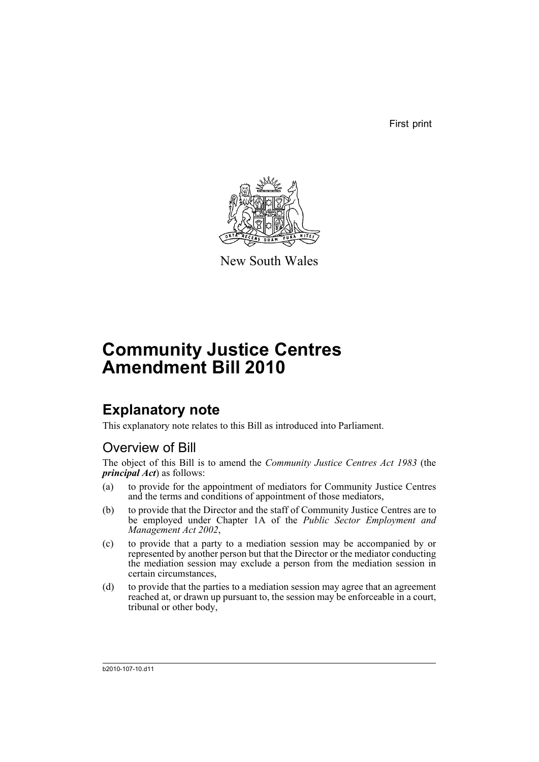First print

New South Wales

# Community Justice Centres Amendment Bill 2010

## Explanatory note

This explanatory note relates to this Bill as introduced into Parliament.

### Overview of Bill

The object of this Bill is to amend the *Community Justice Centres Act 1983* (the ***principal Act***) as follows:

(a) to provide for the appointment of mediators for Community Justice Centres and the terms and conditions of appointment of those mediators,

(b) to provide that the Director and the staff of Community Justice Centres are to be employed under Chapter 1A of the *Public Sector Employment and Management Act 2002*,

(c) to provide that a party to a mediation session may be accompanied by or represented by another person but that the Director or the mediator conducting the mediation session may exclude a person from the mediation session in certain circumstances,

(d) to provide that the parties to a mediation session may agree that an agreement reached at, or drawn up pursuant to, the session may be enforceable in a court, tribunal or other body,

b2010-107-10.d11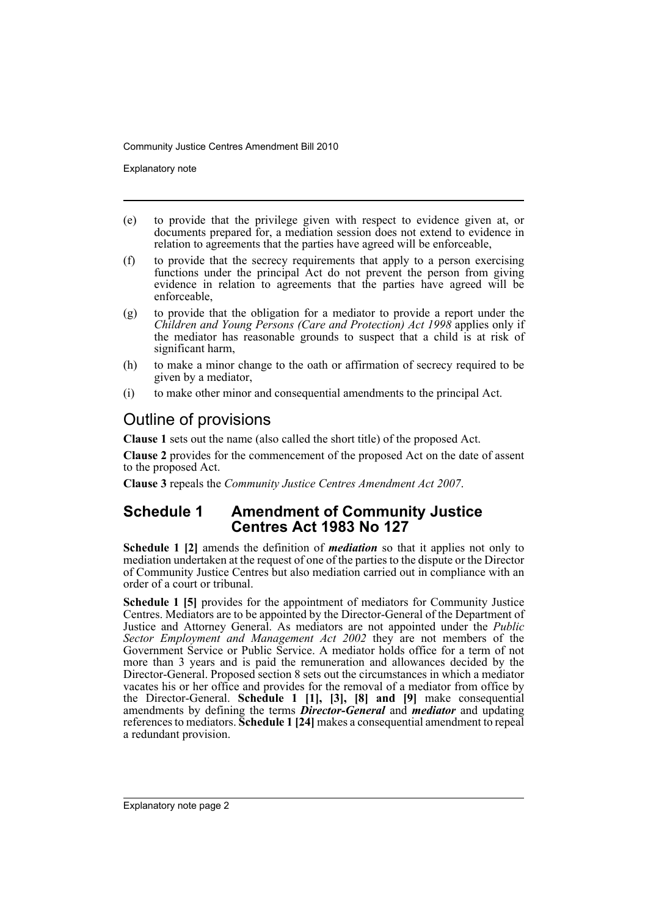(e) to provide that the privilege given with respect to evidence given at, or documents prepared for, a mediation session does not extend to evidence in relation to agreements that the parties have agreed will be enforceable,

(f) to provide that the secrecy requirements that apply to a person exercising functions under the principal Act do not prevent the person from giving evidence in relation to agreements that the parties have agreed will be enforceable,

(g) to provide that the obligation for a mediator to provide a report under the *Children and Young Persons (Care and Protection) Act 1998* applies only if the mediator has reasonable grounds to suspect that a child is at risk of significant harm,

(h) to make a minor change to the oath or affirmation of secrecy required to be given by a mediator,

(i) to make other minor and consequential amendments to the principal Act.

## Outline of provisions

**Clause 1** sets out the name (also called the short title) of the proposed Act.

**Clause 2** provides for the commencement of the proposed Act on the date of assent to the proposed Act.

**Clause 3** repeals the *Community Justice Centres Amendment Act 2007*.

## Schedule 1 Amendment of Community Justice Centres Act 1983 No 127

**Schedule 1 [2]** amends the definition of ***mediation*** so that it applies not only to mediation undertaken at the request of one of the parties to the dispute or the Director of Community Justice Centres but also mediation carried out in compliance with an order of a court or tribunal.

**Schedule 1 [5]** provides for the appointment of mediators for Community Justice Centres. Mediators are to be appointed by the Director-General of the Department of Justice and Attorney General. As mediators are not appointed under the *Public Sector Employment and Management Act 2002* they are not members of the Government Service or Public Service. A mediator holds office for a term of not more than 3 years and is paid the remuneration and allowances decided by the Director-General. Proposed section 8 sets out the circumstances in which a mediator vacates his or her office and provides for the removal of a mediator from office by the Director-General. **Schedule 1 [1], [3], [8] and [9]** make consequential amendments by defining the terms ***Director-General*** and ***mediator*** and updating references to mediators. **Schedule 1 [24]** makes a consequential amendment to repeal a redundant provision.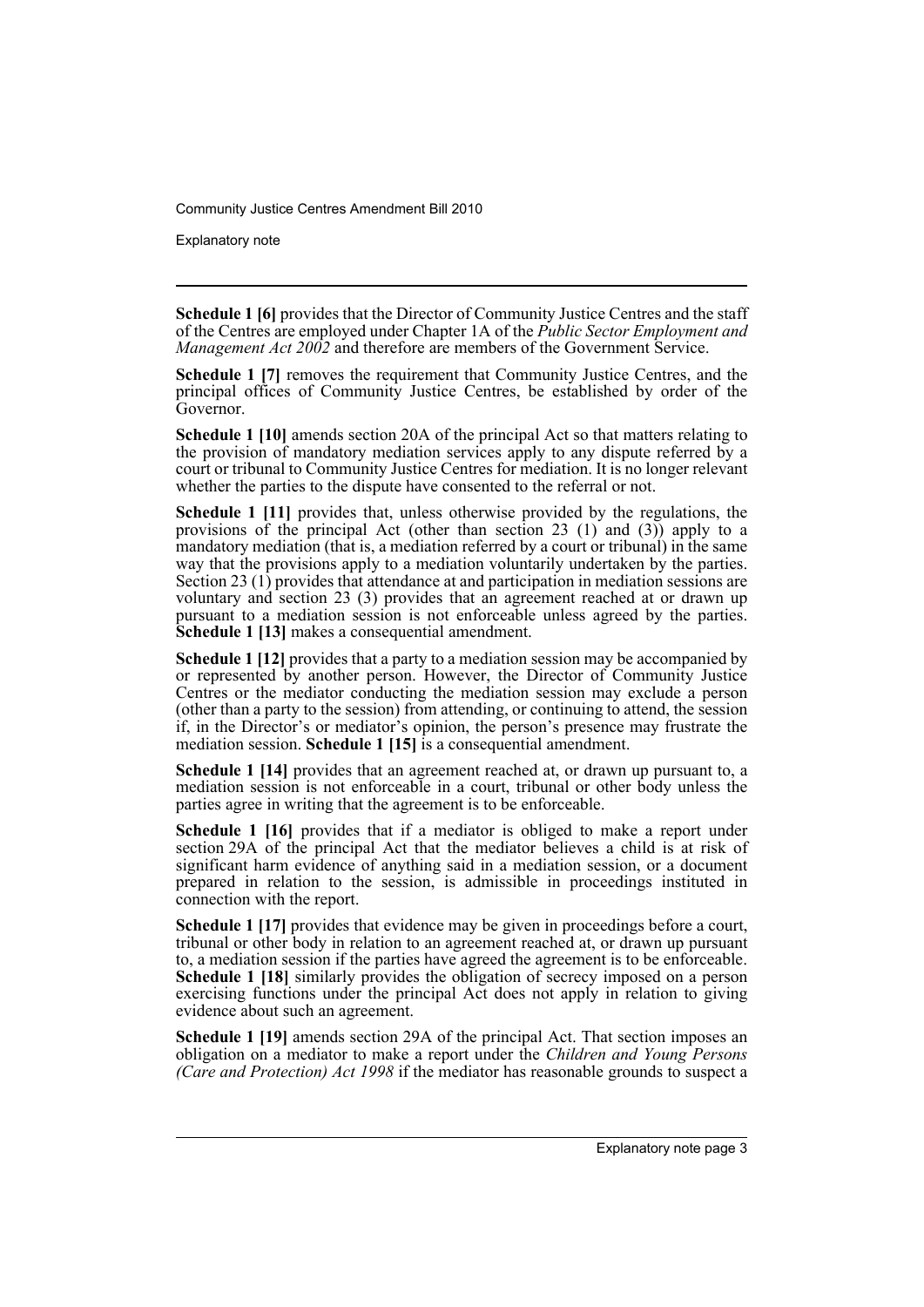**Schedule 1 [6]** provides that the Director of Community Justice Centres and the staff of the Centres are employed under Chapter 1A of the *Public Sector Employment and Management Act 2002* and therefore are members of the Government Service.

**Schedule 1 [7]** removes the requirement that Community Justice Centres, and the principal offices of Community Justice Centres, be established by order of the Governor.

**Schedule 1 [10]** amends section 20A of the principal Act so that matters relating to the provision of mandatory mediation services apply to any dispute referred by a court or tribunal to Community Justice Centres for mediation. It is no longer relevant whether the parties to the dispute have consented to the referral or not.

**Schedule 1 [11]** provides that, unless otherwise provided by the regulations, the provisions of the principal Act (other than section 23 (1) and (3)) apply to a mandatory mediation (that is, a mediation referred by a court or tribunal) in the same way that the provisions apply to a mediation voluntarily undertaken by the parties. Section 23 (1) provides that attendance at and participation in mediation sessions are voluntary and section 23 (3) provides that an agreement reached at or drawn up pursuant to a mediation session is not enforceable unless agreed by the parties. **Schedule 1 [13]** makes a consequential amendment.

**Schedule 1 [12]** provides that a party to a mediation session may be accompanied by or represented by another person. However, the Director of Community Justice Centres or the mediator conducting the mediation session may exclude a person (other than a party to the session) from attending, or continuing to attend, the session if, in the Director's or mediator's opinion, the person's presence may frustrate the mediation session. **Schedule 1 [15]** is a consequential amendment.

**Schedule 1 [14]** provides that an agreement reached at, or drawn up pursuant to, a mediation session is not enforceable in a court, tribunal or other body unless the parties agree in writing that the agreement is to be enforceable.

**Schedule 1 [16]** provides that if a mediator is obliged to make a report under section 29A of the principal Act that the mediator believes a child is at risk of significant harm evidence of anything said in a mediation session, or a document prepared in relation to the session, is admissible in proceedings instituted in connection with the report.

**Schedule 1 [17]** provides that evidence may be given in proceedings before a court, tribunal or other body in relation to an agreement reached at, or drawn up pursuant to, a mediation session if the parties have agreed the agreement is to be enforceable. **Schedule 1 [18]** similarly provides the obligation of secrecy imposed on a person exercising functions under the principal Act does not apply in relation to giving evidence about such an agreement.

**Schedule 1 [19]** amends section 29A of the principal Act. That section imposes an obligation on a mediator to make a report under the *Children and Young Persons (Care and Protection) Act 1998* if the mediator has reasonable grounds to suspect a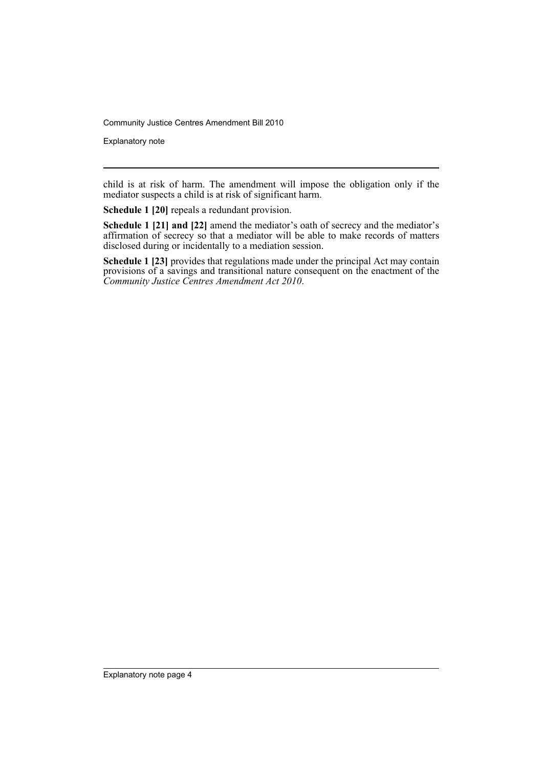child is at risk of harm. The amendment will impose the obligation only if the mediator suspects a child is at risk of significant harm.

**Schedule 1 [20]** repeals a redundant provision.

**Schedule 1 [21] and [22]** amend the mediator's oath of secrecy and the mediator's affirmation of secrecy so that a mediator will be able to make records of matters disclosed during or incidentally to a mediation session.

**Schedule 1 [23]** provides that regulations made under the principal Act may contain provisions of a savings and transitional nature consequent on the enactment of the *Community Justice Centres Amendment Act 2010*.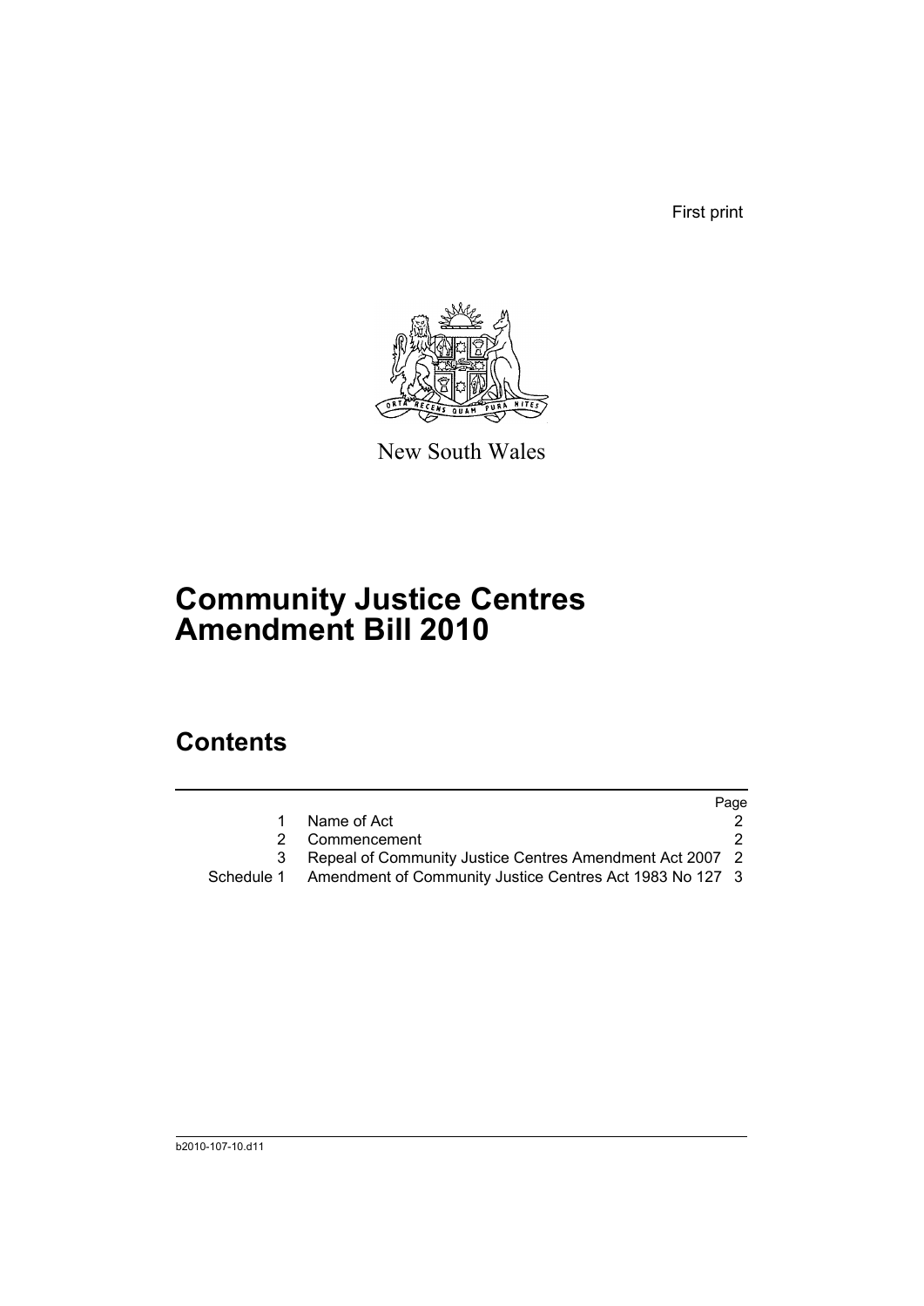First print

New South Wales

# Community Justice Centres Amendment Bill 2010

## Contents

| | | Page |
|---|---|---|
| 1 | Name of Act | 2 |
| 2 | Commencement | 2 |
| 3 | Repeal of Community Justice Centres Amendment Act 2007 | 2 |
| Schedule 1 | Amendment of Community Justice Centres Act 1983 No 127 | 3 |

b2010-107-10.d11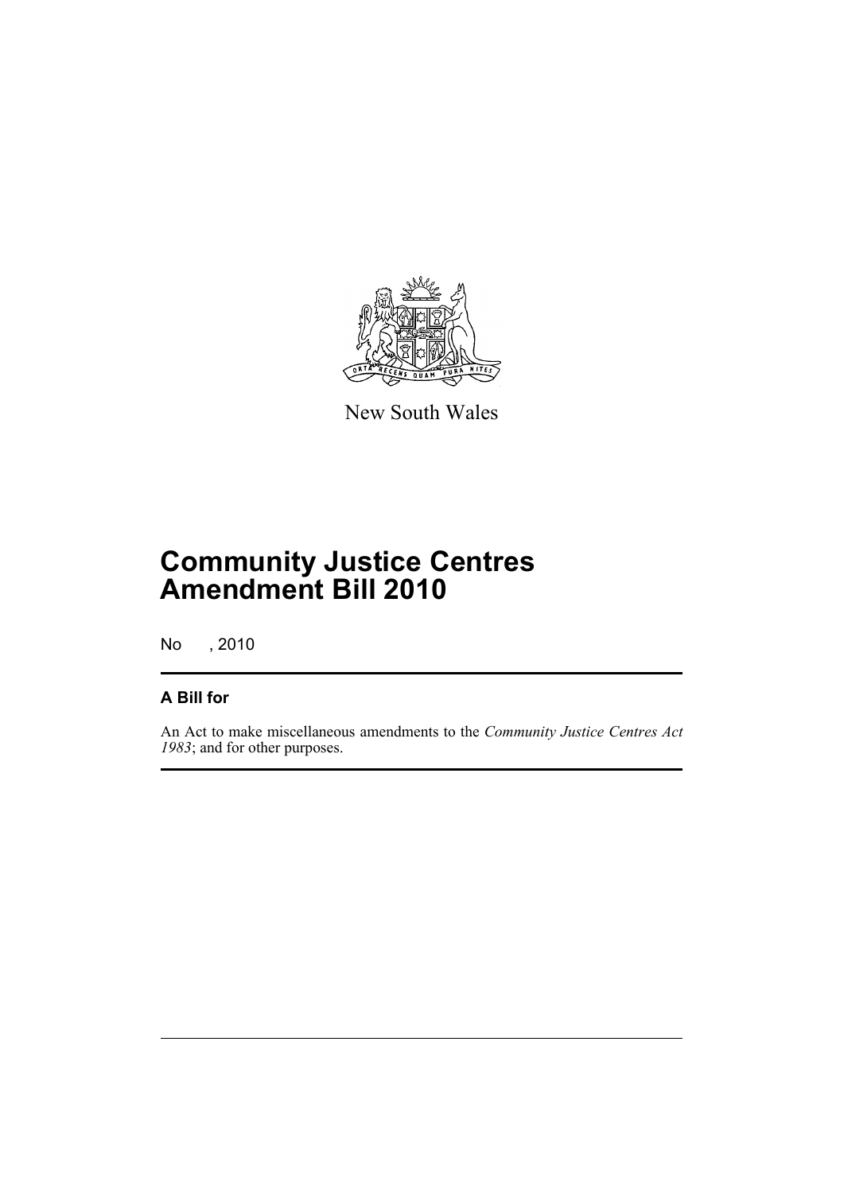New South Wales

# Community Justice Centres Amendment Bill 2010

No , 2010

## A Bill for

An Act to make miscellaneous amendments to the *Community Justice Centres Act 1983*; and for other purposes.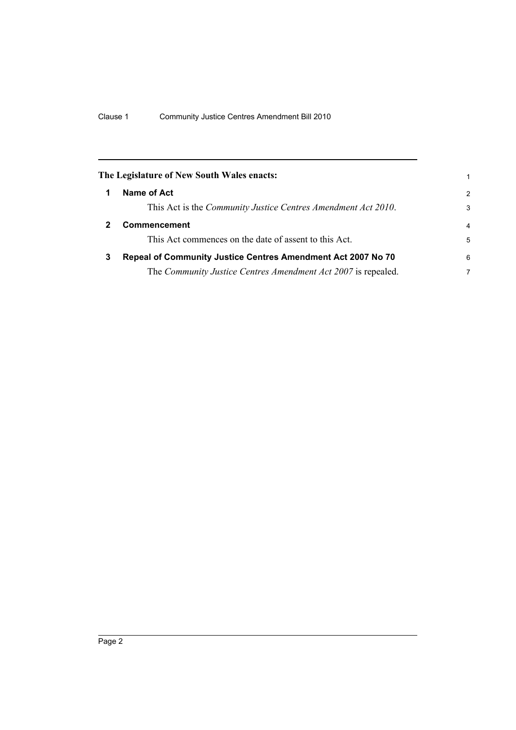**The Legislature of New South Wales enacts:**

**1 Name of Act**

This Act is the *Community Justice Centres Amendment Act 2010*.

**2 Commencement**

This Act commences on the date of assent to this Act.

**3 Repeal of Community Justice Centres Amendment Act 2007 No 70**

The *Community Justice Centres Amendment Act 2007* is repealed.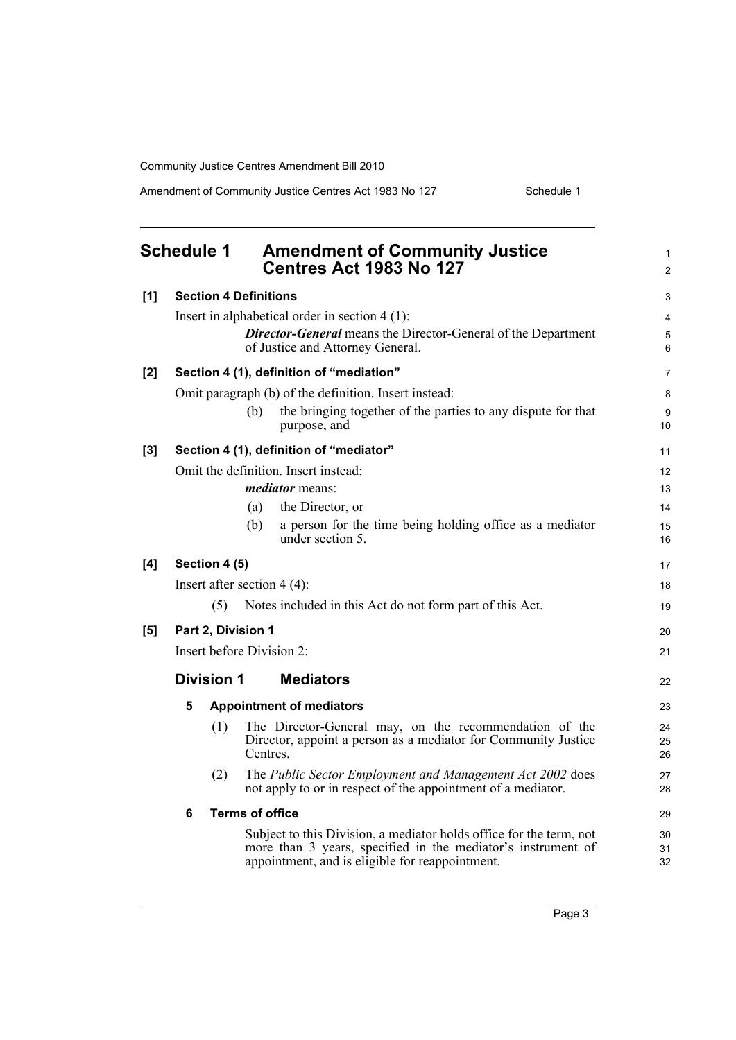## Schedule 1 Amendment of Community Justice Centres Act 1983 No 127

**[1] Section 4 Definitions**

Insert in alphabetical order in section 4 (1):

***Director-General*** means the Director-General of the Department of Justice and Attorney General.

**[2] Section 4 (1), definition of "mediation"**

Omit paragraph (b) of the definition. Insert instead:

(b) the bringing together of the parties to any dispute for that purpose, and

**[3] Section 4 (1), definition of "mediator"**

Omit the definition. Insert instead:

***mediator*** means:

(a) the Director, or

(b) a person for the time being holding office as a mediator under section 5.

**[4] Section 4 (5)**

Insert after section 4 (4):

(5) Notes included in this Act do not form part of this Act.

**[5] Part 2, Division 1**

Insert before Division 2:

### Division 1 Mediators

**5 Appointment of mediators**

(1) The Director-General may, on the recommendation of the Director, appoint a person as a mediator for Community Justice Centres.

(2) The *Public Sector Employment and Management Act 2002* does not apply to or in respect of the appointment of a mediator.

**6 Terms of office**

Subject to this Division, a mediator holds office for the term, not more than 3 years, specified in the mediator's instrument of appointment, and is eligible for reappointment.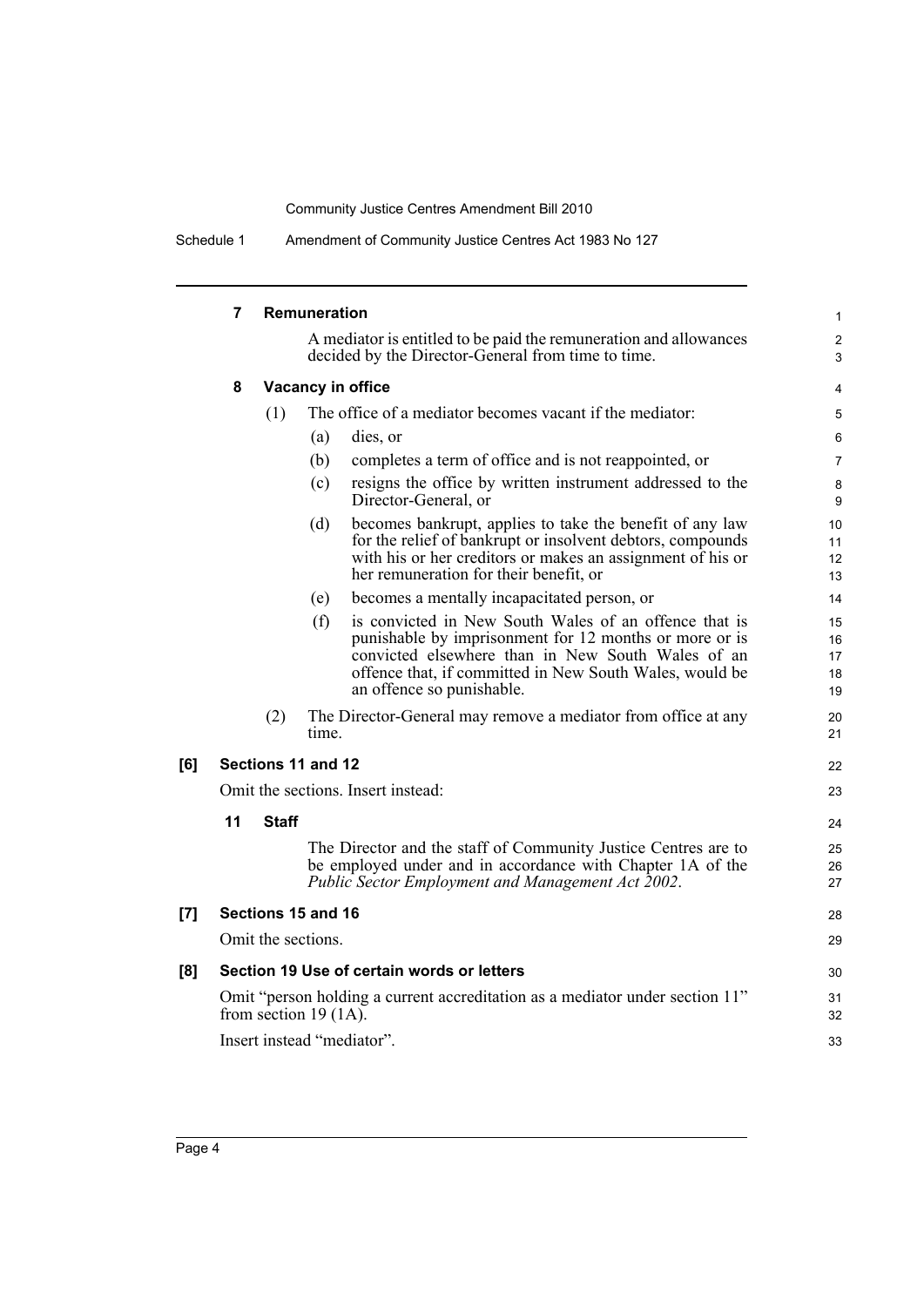### 7 Remuneration

A mediator is entitled to be paid the remuneration and allowances decided by the Director-General from time to time.

### 8 Vacancy in office

(1) The office of a mediator becomes vacant if the mediator:

(a) dies, or

(b) completes a term of office and is not reappointed, or

(c) resigns the office by written instrument addressed to the Director-General, or

(d) becomes bankrupt, applies to take the benefit of any law for the relief of bankrupt or insolvent debtors, compounds with his or her creditors or makes an assignment of his or her remuneration for their benefit, or

(e) becomes a mentally incapacitated person, or

(f) is convicted in New South Wales of an offence that is punishable by imprisonment for 12 months or more or is convicted elsewhere than in New South Wales of an offence that, if committed in New South Wales, would be an offence so punishable.

(2) The Director-General may remove a mediator from office at any time.

## [6] Sections 11 and 12

Omit the sections. Insert instead:

### 11 Staff

The Director and the staff of Community Justice Centres are to be employed under and in accordance with Chapter 1A of the *Public Sector Employment and Management Act 2002*.

## [7] Sections 15 and 16

Omit the sections.

## [8] Section 19 Use of certain words or letters

Omit "person holding a current accreditation as a mediator under section 11" from section 19 (1A).

Insert instead "mediator".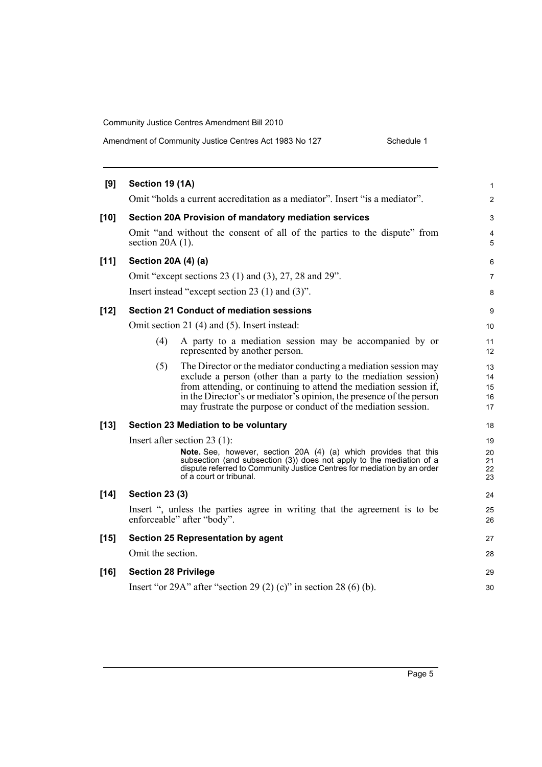**[9] Section 19 (1A)**

Omit "holds a current accreditation as a mediator". Insert "is a mediator".

**[10] Section 20A Provision of mandatory mediation services**

Omit "and without the consent of all of the parties to the dispute" from section 20A (1).

**[11] Section 20A (4) (a)**

Omit "except sections 23 (1) and (3), 27, 28 and 29".

Insert instead "except section 23 (1) and (3)".

**[12] Section 21 Conduct of mediation sessions**

Omit section 21 (4) and (5). Insert instead:

(4) A party to a mediation session may be accompanied by or represented by another person.

(5) The Director or the mediator conducting a mediation session may exclude a person (other than a party to the mediation session) from attending, or continuing to attend the mediation session if, in the Director's or mediator's opinion, the presence of the person may frustrate the purpose or conduct of the mediation session.

**[13] Section 23 Mediation to be voluntary**

Insert after section 23 (1):

> **Note.** See, however, section 20A (4) (a) which provides that this subsection (and subsection (3)) does not apply to the mediation of a dispute referred to Community Justice Centres for mediation by an order of a court or tribunal.

**[14] Section 23 (3)**

Insert ", unless the parties agree in writing that the agreement is to be enforceable" after "body".

**[15] Section 25 Representation by agent**

Omit the section.

**[16] Section 28 Privilege**

Insert "or 29A" after "section 29 (2) (c)" in section 28 (6) (b).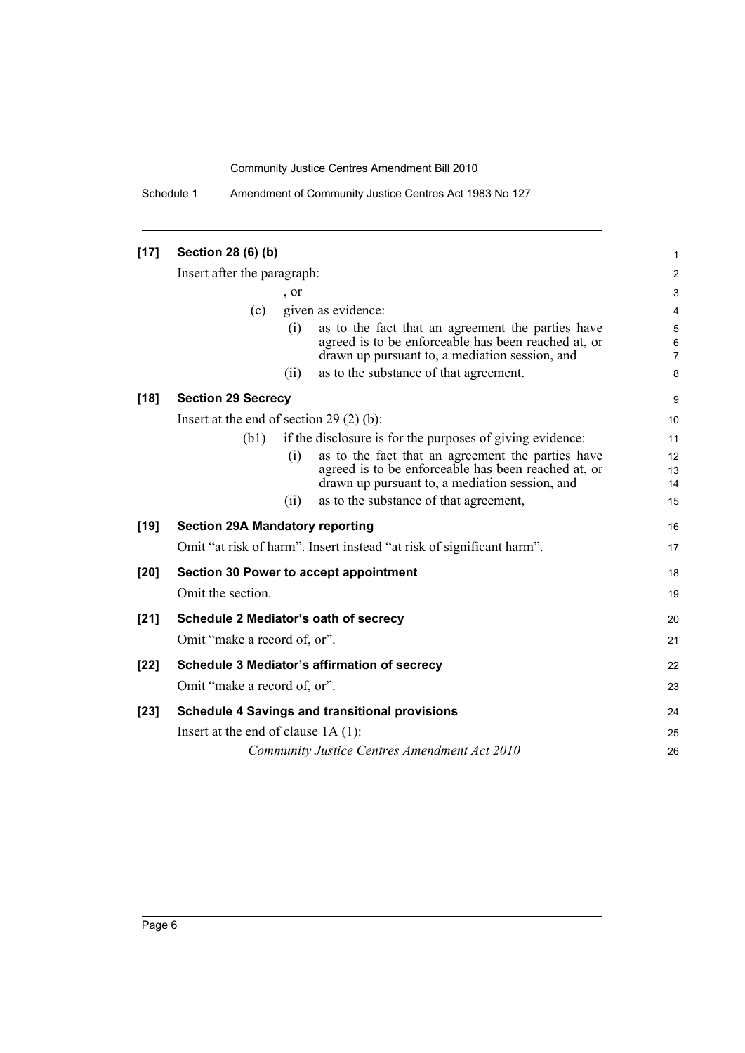**[17] Section 28 (6) (b)**

Insert after the paragraph:

, or

(c) given as evidence:

(i) as to the fact that an agreement the parties have agreed is to be enforceable has been reached at, or drawn up pursuant to, a mediation session, and

(ii) as to the substance of that agreement.

**[18] Section 29 Secrecy**

Insert at the end of section 29 (2) (b):

(b1) if the disclosure is for the purposes of giving evidence:

(i) as to the fact that an agreement the parties have agreed is to be enforceable has been reached at, or drawn up pursuant to, a mediation session, and

(ii) as to the substance of that agreement,

**[19] Section 29A Mandatory reporting**

Omit "at risk of harm". Insert instead "at risk of significant harm".

**[20] Section 30 Power to accept appointment**

Omit the section.

**[21] Schedule 2 Mediator's oath of secrecy**

Omit "make a record of, or".

**[22] Schedule 3 Mediator's affirmation of secrecy**

Omit "make a record of, or".

**[23] Schedule 4 Savings and transitional provisions**

Insert at the end of clause 1A (1):

*Community Justice Centres Amendment Act 2010*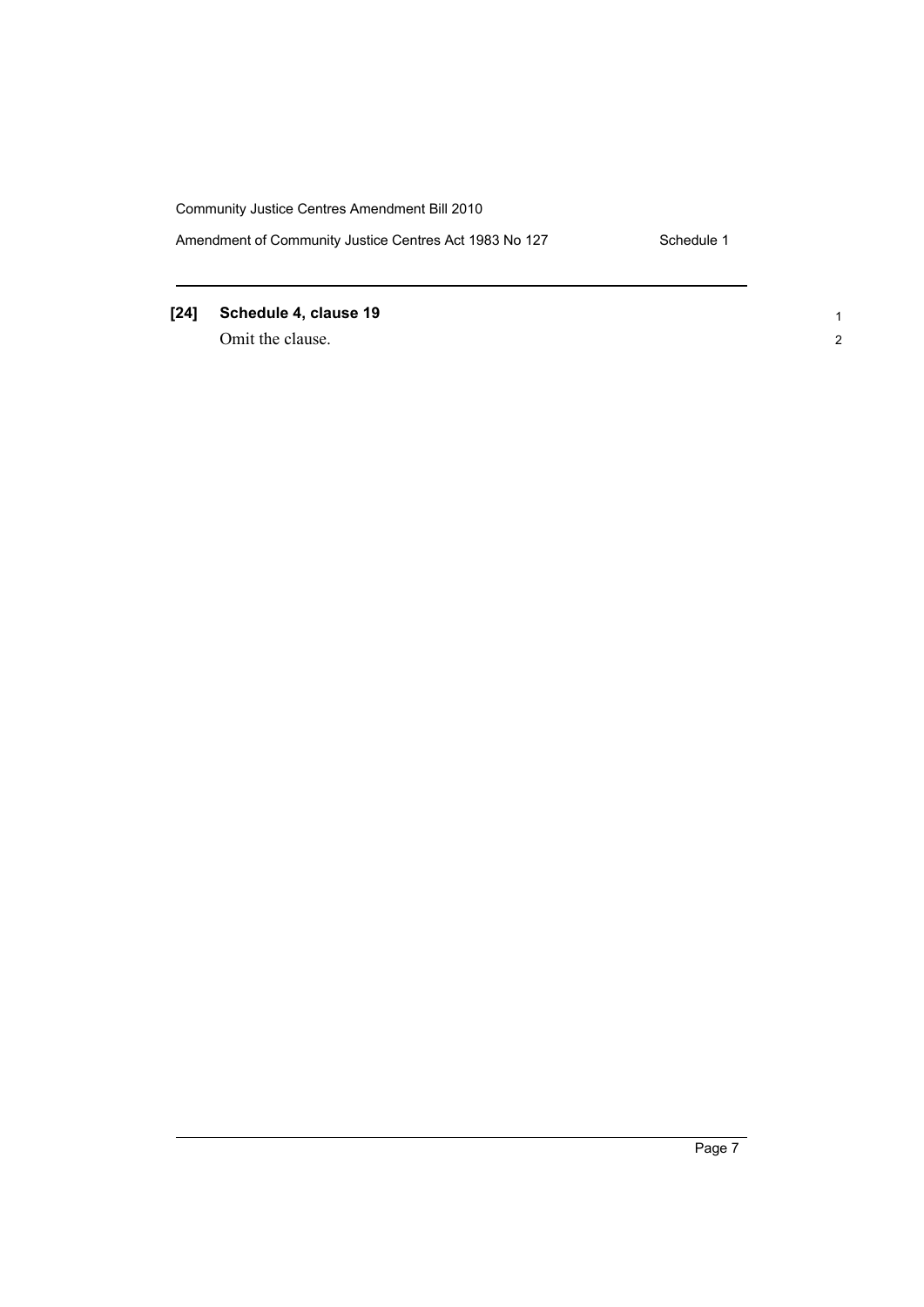**[24] Schedule 4, clause 19**

Omit the clause.